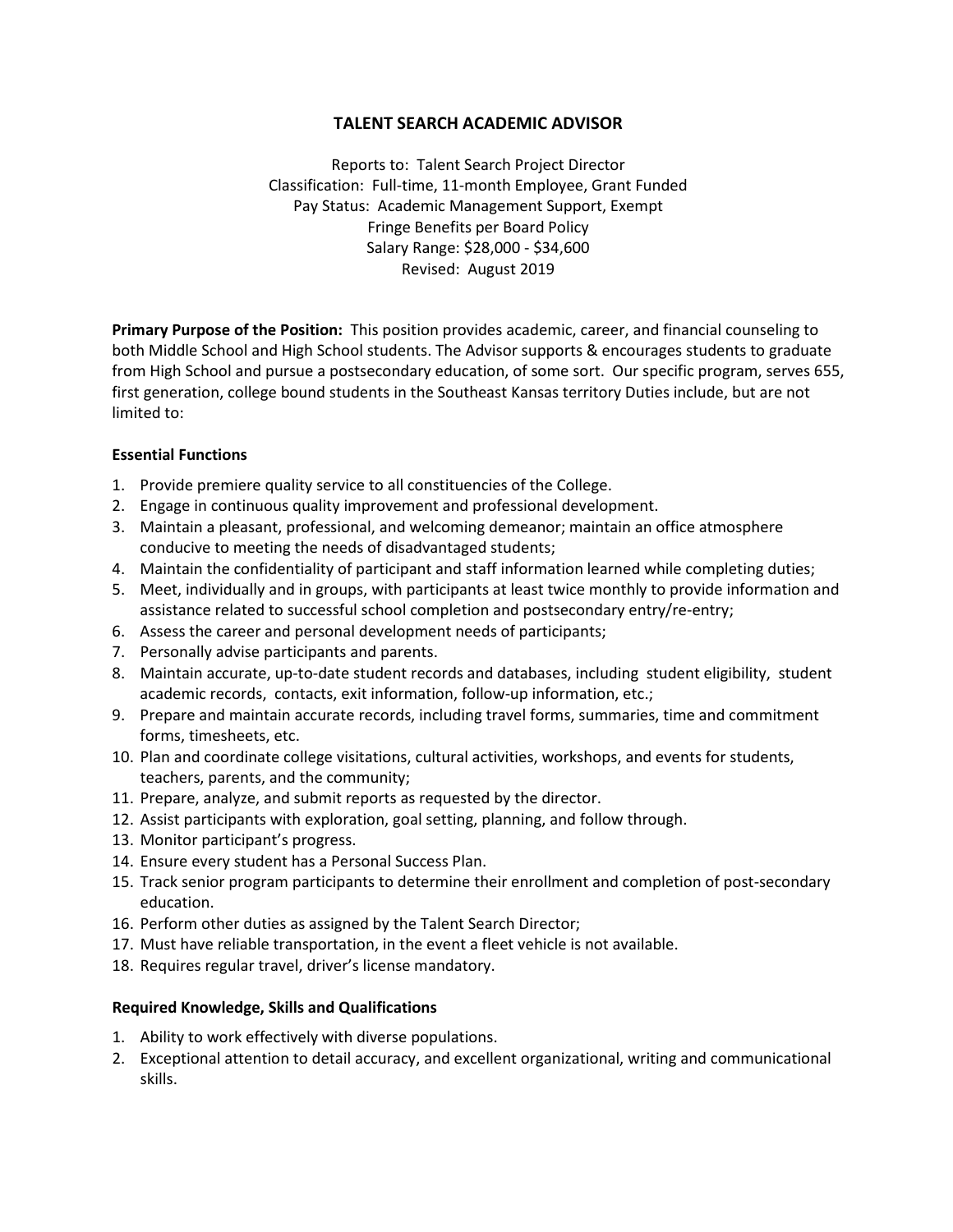# TALENT SEARCH ACADEMIC ADVISOR

Reports to: Talent Search Project Director
Classification: Full-time, 11-month Employee, Grant Funded
Pay Status: Academic Management Support, Exempt
Fringe Benefits per Board Policy
Salary Range: $28,000 - $34,600
Revised: August 2019

**Primary Purpose of the Position:** This position provides academic, career, and financial counseling to both Middle School and High School students. The Advisor supports & encourages students to graduate from High School and pursue a postsecondary education, of some sort. Our specific program, serves 655, first generation, college bound students in the Southeast Kansas territory Duties include, but are not limited to:

**Essential Functions**

1. Provide premiere quality service to all constituencies of the College.
2. Engage in continuous quality improvement and professional development.
3. Maintain a pleasant, professional, and welcoming demeanor; maintain an office atmosphere conducive to meeting the needs of disadvantaged students;
4. Maintain the confidentiality of participant and staff information learned while completing duties;
5. Meet, individually and in groups, with participants at least twice monthly to provide information and assistance related to successful school completion and postsecondary entry/re-entry;
6. Assess the career and personal development needs of participants;
7. Personally advise participants and parents.
8. Maintain accurate, up-to-date student records and databases, including student eligibility, student academic records, contacts, exit information, follow-up information, etc.;
9. Prepare and maintain accurate records, including travel forms, summaries, time and commitment forms, timesheets, etc.
10. Plan and coordinate college visitations, cultural activities, workshops, and events for students, teachers, parents, and the community;
11. Prepare, analyze, and submit reports as requested by the director.
12. Assist participants with exploration, goal setting, planning, and follow through.
13. Monitor participant's progress.
14. Ensure every student has a Personal Success Plan.
15. Track senior program participants to determine their enrollment and completion of post-secondary education.
16. Perform other duties as assigned by the Talent Search Director;
17. Must have reliable transportation, in the event a fleet vehicle is not available.
18. Requires regular travel, driver's license mandatory.

**Required Knowledge, Skills and Qualifications**

1. Ability to work effectively with diverse populations.
2. Exceptional attention to detail accuracy, and excellent organizational, writing and communicational skills.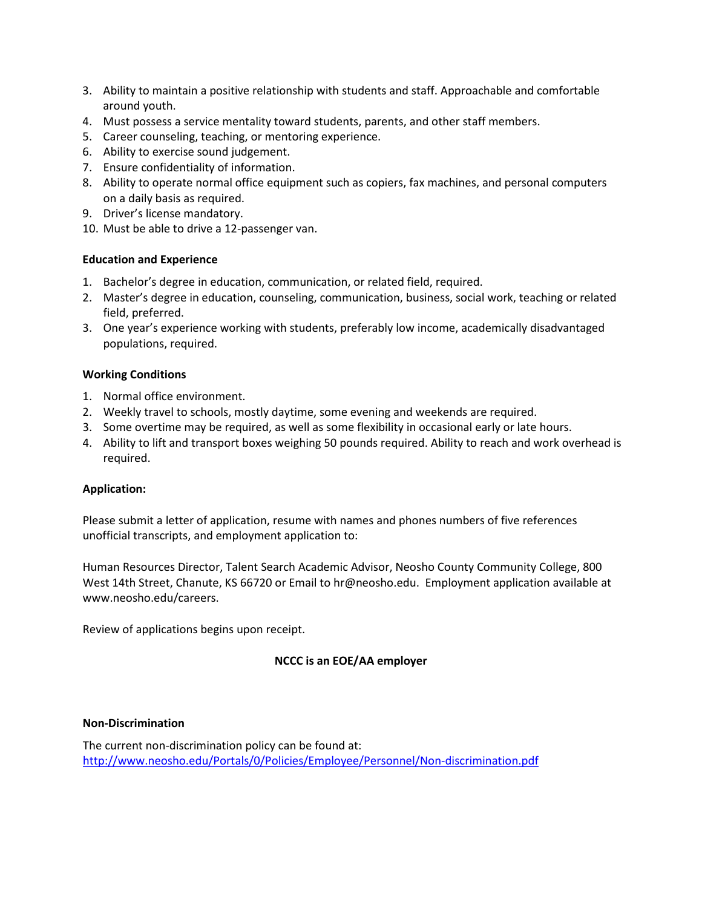3. Ability to maintain a positive relationship with students and staff. Approachable and comfortable around youth.
4. Must possess a service mentality toward students, parents, and other staff members.
5. Career counseling, teaching, or mentoring experience.
6. Ability to exercise sound judgement.
7. Ensure confidentiality of information.
8. Ability to operate normal office equipment such as copiers, fax machines, and personal computers on a daily basis as required.
9. Driver's license mandatory.
10. Must be able to drive a 12-passenger van.

**Education and Experience**

1. Bachelor's degree in education, communication, or related field, required.
2. Master's degree in education, counseling, communication, business, social work, teaching or related field, preferred.
3. One year's experience working with students, preferably low income, academically disadvantaged populations, required.

**Working Conditions**

1. Normal office environment.
2. Weekly travel to schools, mostly daytime, some evening and weekends are required.
3. Some overtime may be required, as well as some flexibility in occasional early or late hours.
4. Ability to lift and transport boxes weighing 50 pounds required. Ability to reach and work overhead is required.

**Application:**

Please submit a letter of application, resume with names and phones numbers of five references unofficial transcripts, and employment application to:

Human Resources Director, Talent Search Academic Advisor, Neosho County Community College, 800 West 14th Street, Chanute, KS 66720 or Email to hr@neosho.edu. Employment application available at www.neosho.edu/careers.

Review of applications begins upon receipt.

**NCCC is an EOE/AA employer**

**Non-Discrimination**

The current non-discrimination policy can be found at:
[http://www.neosho.edu/Portals/0/Policies/Employee/Personnel/Non-discrimination.pdf](http://www.neosho.edu/Portals/0/Policies/Employee/Personnel/Non-discrimination.pdf)